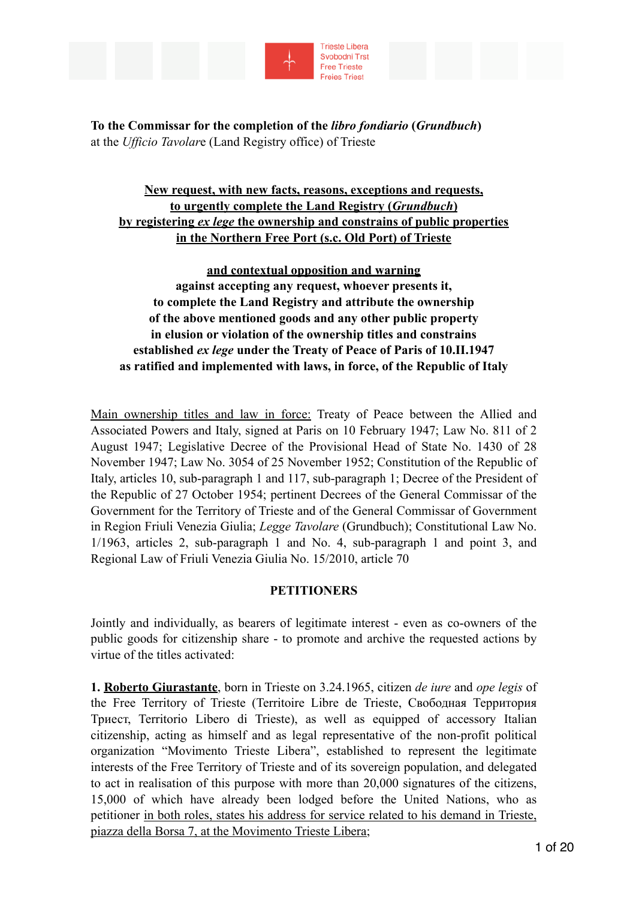Trieste Libera
Svobodni Trst
Free Trieste
Freies Triest

**To the Commissar for the completion of the *libro fondiario* (*Grundbuch*)**
at the *Ufficio Tavolare* (Land Registry office) of Trieste

**New request, with new facts, reasons, exceptions and requests,**
**to urgently complete the Land Registry (*Grundbuch*)**
**by registering *ex lege* the ownership and constrains of public properties**
**in the Northern Free Port (s.c. Old Port) of Trieste**

**and contextual opposition and warning**
**against accepting any request, whoever presents it,**
**to complete the Land Registry and attribute the ownership**
**of the above mentioned goods and any other public property**
**in elusion or violation of the ownership titles and constrains**
**established *ex lege* under the Treaty of Peace of Paris of 10.II.1947**
**as ratified and implemented with laws, in force, of the Republic of Italy**

Main ownership titles and law in force: Treaty of Peace between the Allied and Associated Powers and Italy, signed at Paris on 10 February 1947; Law No. 811 of 2 August 1947; Legislative Decree of the Provisional Head of State No. 1430 of 28 November 1947; Law No. 3054 of 25 November 1952; Constitution of the Republic of Italy, articles 10, sub-paragraph 1 and 117, sub-paragraph 1; Decree of the President of the Republic of 27 October 1954; pertinent Decrees of the General Commissar of the Government for the Territory of Trieste and of the General Commissar of Government in Region Friuli Venezia Giulia; *Legge Tavolare* (Grundbuch); Constitutional Law No. 1/1963, articles 2, sub-paragraph 1 and No. 4, sub-paragraph 1 and point 3, and Regional Law of Friuli Venezia Giulia No. 15/2010, article 70

**PETITIONERS**

Jointly and individually, as bearers of legitimate interest - even as co-owners of the public goods for citizenship share - to promote and archive the requested actions by virtue of the titles activated:

**1. Roberto Giurastante**, born in Trieste on 3.24.1965, citizen *de iure* and *ope legis* of the Free Territory of Trieste (Territoire Libre de Trieste, Свободная Территория Триест, Territorio Libero di Trieste), as well as equipped of accessory Italian citizenship, acting as himself and as legal representative of the non-profit political organization "Movimento Trieste Libera", established to represent the legitimate interests of the Free Territory of Trieste and of its sovereign population, and delegated to act in realisation of this purpose with more than 20,000 signatures of the citizens, 15,000 of which have already been lodged before the United Nations, who as petitioner in both roles, states his address for service related to his demand in Trieste, piazza della Borsa 7, at the Movimento Trieste Libera;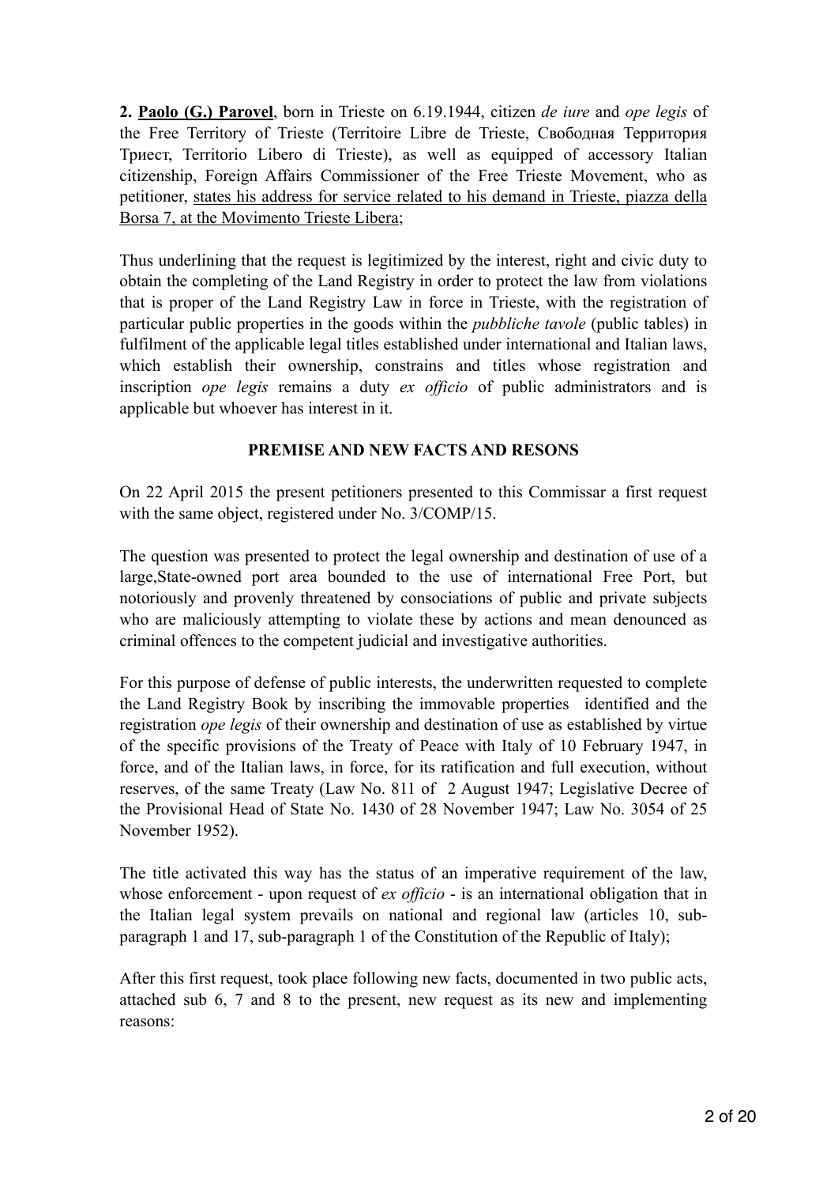**2. <u>Paolo (G.) Parovel</u>**, born in Trieste on 6.19.1944, citizen *de iure* and *ope legis* of the Free Territory of Trieste (Territoire Libre de Trieste, Свободная Территория Триест, Territorio Libero di Trieste), as well as equipped of accessory Italian citizenship, Foreign Affairs Commissioner of the Free Trieste Movement, who as petitioner, <u>states his address for service related to his demand in Trieste, piazza della Borsa 7, at the Movimento Trieste Libera</u>;

Thus underlining that the request is legitimized by the interest, right and civic duty to obtain the completing of the Land Registry in order to protect the law from violations that is proper of the Land Registry Law in force in Trieste, with the registration of particular public properties in the goods within the *pubbliche tavole* (public tables) in fulfilment of the applicable legal titles established under international and Italian laws, which establish their ownership, constrains and titles whose registration and inscription *ope legis* remains a duty *ex officio* of public administrators and is applicable but whoever has interest in it.

**PREMISE AND NEW FACTS AND RESONS**

On 22 April 2015 the present petitioners presented to this Commissar a first request with the same object, registered under No. 3/COMP/15.

The question was presented to protect the legal ownership and destination of use of a large,State-owned port area bounded to the use of international Free Port, but notoriously and provenly threatened by consociations of public and private subjects who are maliciously attempting to violate these by actions and mean denounced as criminal offences to the competent judicial and investigative authorities.

For this purpose of defense of public interests, the underwritten requested to complete the Land Registry Book by inscribing the immovable properties identified and the registration *ope legis* of their ownership and destination of use as established by virtue of the specific provisions of the Treaty of Peace with Italy of 10 February 1947, in force, and of the Italian laws, in force, for its ratification and full execution, without reserves, of the same Treaty (Law No. 811 of 2 August 1947; Legislative Decree of the Provisional Head of State No. 1430 of 28 November 1947; Law No. 3054 of 25 November 1952).

The title activated this way has the status of an imperative requirement of the law, whose enforcement - upon request of *ex officio* - is an international obligation that in the Italian legal system prevails on national and regional law (articles 10, sub-paragraph 1 and 17, sub-paragraph 1 of the Constitution of the Republic of Italy);

After this first request, took place following new facts, documented in two public acts, attached sub 6, 7 and 8 to the present, new request as its new and implementing reasons: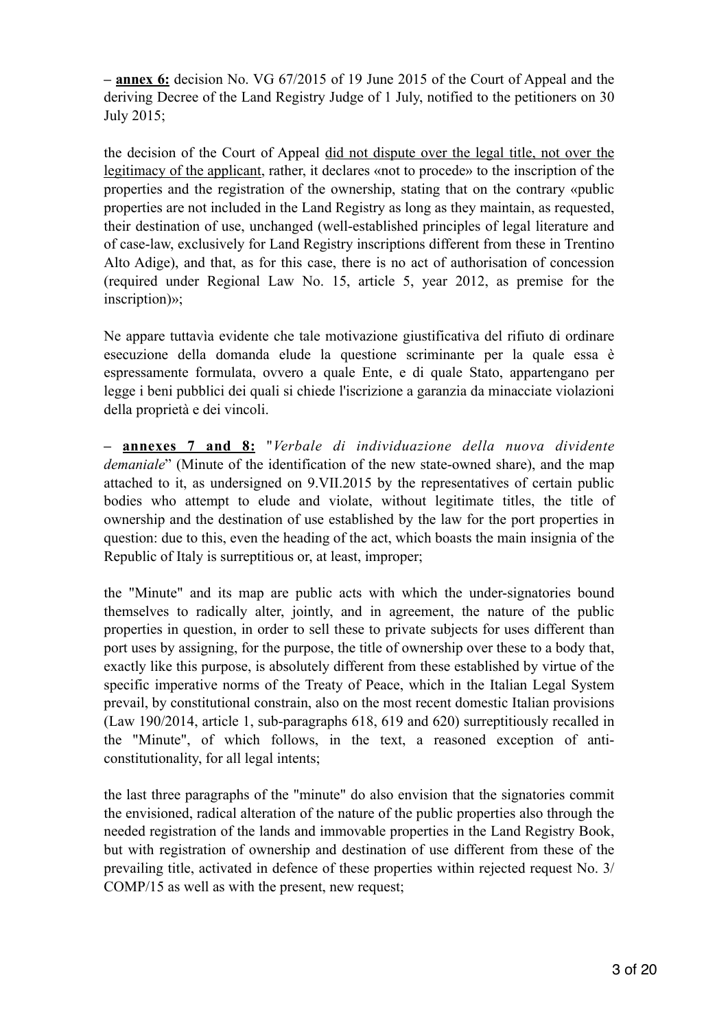– **annex 6:** decision No. VG 67/2015 of 19 June 2015 of the Court of Appeal and the deriving Decree of the Land Registry Judge of 1 July, notified to the petitioners on 30 July 2015;

the decision of the Court of Appeal did not dispute over the legal title, not over the legitimacy of the applicant, rather, it declares «not to procede» to the inscription of the properties and the registration of the ownership, stating that on the contrary «public properties are not included in the Land Registry as long as they maintain, as requested, their destination of use, unchanged (well-established principles of legal literature and of case-law, exclusively for Land Registry inscriptions different from these in Trentino Alto Adige), and that, as for this case, there is no act of authorisation of concession (required under Regional Law No. 15, article 5, year 2012, as premise for the inscription)»;

Ne appare tuttavìa evidente che tale motivazione giustificativa del rifiuto di ordinare esecuzione della domanda elude la questione scriminante per la quale essa è espressamente formulata, ovvero a quale Ente, e di quale Stato, appartengano per legge i beni pubblici dei quali si chiede l'iscrizione a garanzia da minacciate violazioni della proprietà e dei vincoli.

– **annexes 7 and 8:** "*Verbale di individuazione della nuova dividente demaniale*" (Minute of the identification of the new state-owned share), and the map attached to it, as undersigned on 9.VII.2015 by the representatives of certain public bodies who attempt to elude and violate, without legitimate titles, the title of ownership and the destination of use established by the law for the port properties in question: due to this, even the heading of the act, which boasts the main insignia of the Republic of Italy is surreptitious or, at least, improper;

the "Minute" and its map are public acts with which the under-signatories bound themselves to radically alter, jointly, and in agreement, the nature of the public properties in question, in order to sell these to private subjects for uses different than port uses by assigning, for the purpose, the title of ownership over these to a body that, exactly like this purpose, is absolutely different from these established by virtue of the specific imperative norms of the Treaty of Peace, which in the Italian Legal System prevail, by constitutional constrain, also on the most recent domestic Italian provisions (Law 190/2014, article 1, sub-paragraphs 618, 619 and 620) surreptitiously recalled in the "Minute", of which follows, in the text, a reasoned exception of anti-constitutionality, for all legal intents;

the last three paragraphs of the "minute" do also envision that the signatories commit the envisioned, radical alteration of the nature of the public properties also through the needed registration of the lands and immovable properties in the Land Registry Book, but with registration of ownership and destination of use different from these of the prevailing title, activated in defence of these properties within rejected request No. 3/COMP/15 as well as with the present, new request;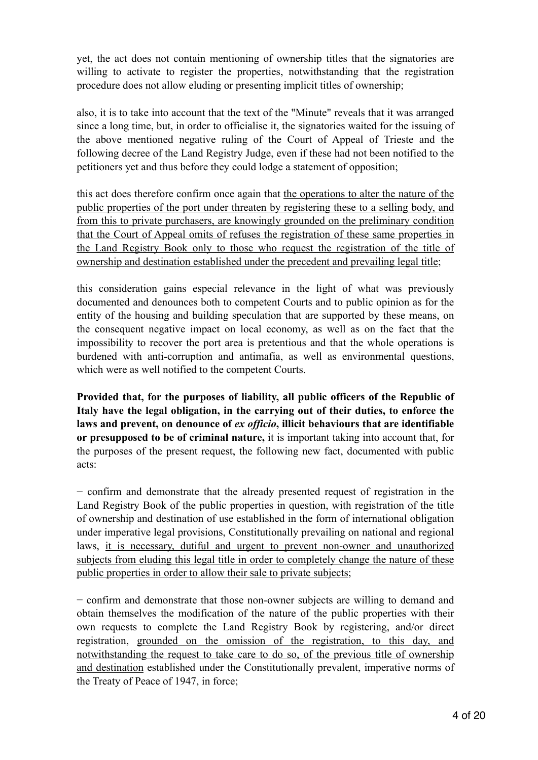yet, the act does not contain mentioning of ownership titles that the signatories are willing to activate to register the properties, notwithstanding that the registration procedure does not allow eluding or presenting implicit titles of ownership;

also, it is to take into account that the text of the "Minute" reveals that it was arranged since a long time, but, in order to officialise it, the signatories waited for the issuing of the above mentioned negative ruling of the Court of Appeal of Trieste and the following decree of the Land Registry Judge, even if these had not been notified to the petitioners yet and thus before they could lodge a statement of opposition;

this act does therefore confirm once again that <u>the operations to alter the nature of the public properties of the port under threaten by registering these to a selling body, and from this to private purchasers, are knowingly grounded on the preliminary condition that the Court of Appeal omits of refuses the registration of these same properties in the Land Registry Book only to those who request the registration of the title of ownership and destination established under the precedent and prevailing legal title</u>;

this consideration gains especial relevance in the light of what was previously documented and denounces both to competent Courts and to public opinion as for the entity of the housing and building speculation that are supported by these means, on the consequent negative impact on local economy, as well as on the fact that the impossibility to recover the port area is pretentious and that the whole operations is burdened with anti-corruption and antimafia, as well as environmental questions, which were as well notified to the competent Courts.

**Provided that, for the purposes of liability, all public officers of the Republic of Italy have the legal obligation, in the carrying out of their duties, to enforce the laws and prevent, on denounce of *ex officio*, illicit behaviours that are identifiable or presupposed to be of criminal nature,** it is important taking into account that, for the purposes of the present request, the following new fact, documented with public acts:

− confirm and demonstrate that the already presented request of registration in the Land Registry Book of the public properties in question, with registration of the title of ownership and destination of use established in the form of international obligation under imperative legal provisions, Constitutionally prevailing on national and regional laws, <u>it is necessary, dutiful and urgent to prevent non-owner and unauthorized subjects from eluding this legal title in order to completely change the nature of these public properties in order to allow their sale to private subjects</u>;

− confirm and demonstrate that those non-owner subjects are willing to demand and obtain themselves the modification of the nature of the public properties with their own requests to complete the Land Registry Book by registering, and/or direct registration, <u>grounded on the omission of the registration, to this day, and notwithstanding the request to take care to do so, of the previous title of ownership and destination</u> established under the Constitutionally prevalent, imperative norms of the Treaty of Peace of 1947, in force;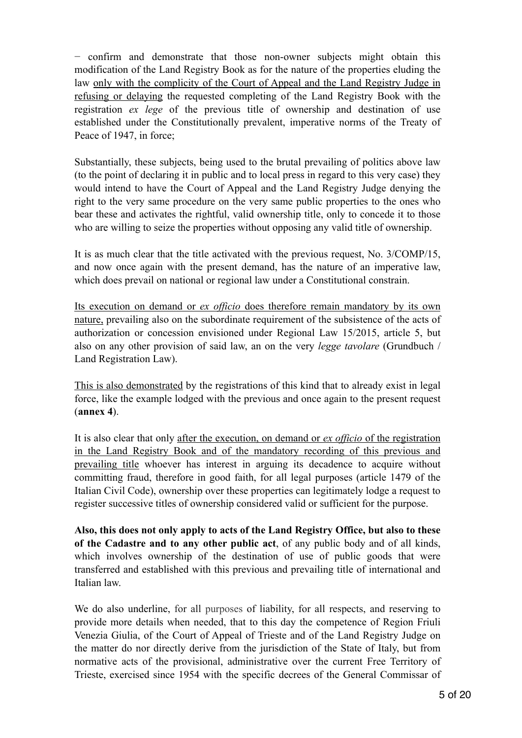− confirm and demonstrate that those non-owner subjects might obtain this modification of the Land Registry Book as for the nature of the properties eluding the law only with the complicity of the Court of Appeal and the Land Registry Judge in refusing or delaying the requested completing of the Land Registry Book with the registration *ex lege* of the previous title of ownership and destination of use established under the Constitutionally prevalent, imperative norms of the Treaty of Peace of 1947, in force;

Substantially, these subjects, being used to the brutal prevailing of politics above law (to the point of declaring it in public and to local press in regard to this very case) they would intend to have the Court of Appeal and the Land Registry Judge denying the right to the very same procedure on the very same public properties to the ones who bear these and activates the rightful, valid ownership title, only to concede it to those who are willing to seize the properties without opposing any valid title of ownership.

It is as much clear that the title activated with the previous request, No. 3/COMP/15, and now once again with the present demand, has the nature of an imperative law, which does prevail on national or regional law under a Constitutional constrain.

Its execution on demand or *ex officio* does therefore remain mandatory by its own nature, prevailing also on the subordinate requirement of the subsistence of the acts of authorization or concession envisioned under Regional Law 15/2015, article 5, but also on any other provision of said law, an on the very *legge tavolare* (Grundbuch / Land Registration Law).

This is also demonstrated by the registrations of this kind that to already exist in legal force, like the example lodged with the previous and once again to the present request (**annex 4**).

It is also clear that only after the execution, on demand or *ex officio* of the registration in the Land Registry Book and of the mandatory recording of this previous and prevailing title whoever has interest in arguing its decadence to acquire without committing fraud, therefore in good faith, for all legal purposes (article 1479 of the Italian Civil Code), ownership over these properties can legitimately lodge a request to register successive titles of ownership considered valid or sufficient for the purpose.

**Also, this does not only apply to acts of the Land Registry Office, but also to these of the Cadastre and to any other public act**, of any public body and of all kinds, which involves ownership of the destination of use of public goods that were transferred and established with this previous and prevailing title of international and Italian law.

We do also underline, for all purposes of liability, for all respects, and reserving to provide more details when needed, that to this day the competence of Region Friuli Venezia Giulia, of the Court of Appeal of Trieste and of the Land Registry Judge on the matter do nor directly derive from the jurisdiction of the State of Italy, but from normative acts of the provisional, administrative over the current Free Territory of Trieste, exercised since 1954 with the specific decrees of the General Commissar of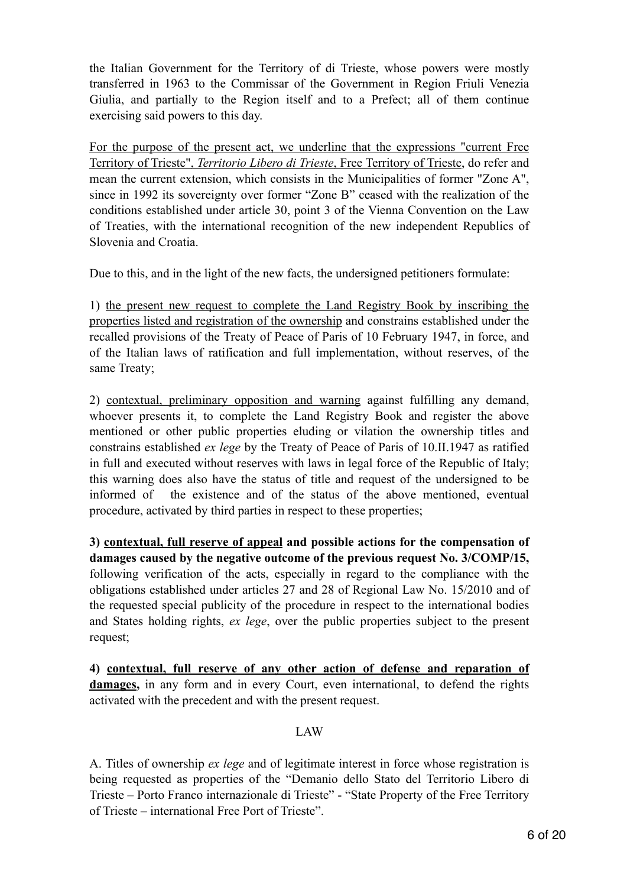the Italian Government for the Territory of di Trieste, whose powers were mostly transferred in 1963 to the Commissar of the Government in Region Friuli Venezia Giulia, and partially to the Region itself and to a Prefect; all of them continue exercising said powers to this day.

For the purpose of the present act, we underline that the expressions "current Free Territory of Trieste", *Territorio Libero di Trieste*, Free Territory of Trieste, do refer and mean the current extension, which consists in the Municipalities of former "Zone A", since in 1992 its sovereignty over former "Zone B" ceased with the realization of the conditions established under article 30, point 3 of the Vienna Convention on the Law of Treaties, with the international recognition of the new independent Republics of Slovenia and Croatia.

Due to this, and in the light of the new facts, the undersigned petitioners formulate:

1) the present new request to complete the Land Registry Book by inscribing the properties listed and registration of the ownership and constrains established under the recalled provisions of the Treaty of Peace of Paris of 10 February 1947, in force, and of the Italian laws of ratification and full implementation, without reserves, of the same Treaty;

2) contextual, preliminary opposition and warning against fulfilling any demand, whoever presents it, to complete the Land Registry Book and register the above mentioned or other public properties eluding or vilation the ownership titles and constrains established *ex lege* by the Treaty of Peace of Paris of 10.II.1947 as ratified in full and executed without reserves with laws in legal force of the Republic of Italy; this warning does also have the status of title and request of the undersigned to be informed of the existence and of the status of the above mentioned, eventual procedure, activated by third parties in respect to these properties;

**3) contextual, full reserve of appeal and possible actions for the compensation of damages caused by the negative outcome of the previous request No. 3/COMP/15,** following verification of the acts, especially in regard to the compliance with the obligations established under articles 27 and 28 of Regional Law No. 15/2010 and of the requested special publicity of the procedure in respect to the international bodies and States holding rights, *ex lege*, over the public properties subject to the present request;

**4) contextual, full reserve of any other action of defense and reparation of damages,** in any form and in every Court, even international, to defend the rights activated with the precedent and with the present request.

## LAW

A. Titles of ownership *ex lege* and of legitimate interest in force whose registration is being requested as properties of the "Demanio dello Stato del Territorio Libero di Trieste – Porto Franco internazionale di Trieste" - "State Property of the Free Territory of Trieste – international Free Port of Trieste".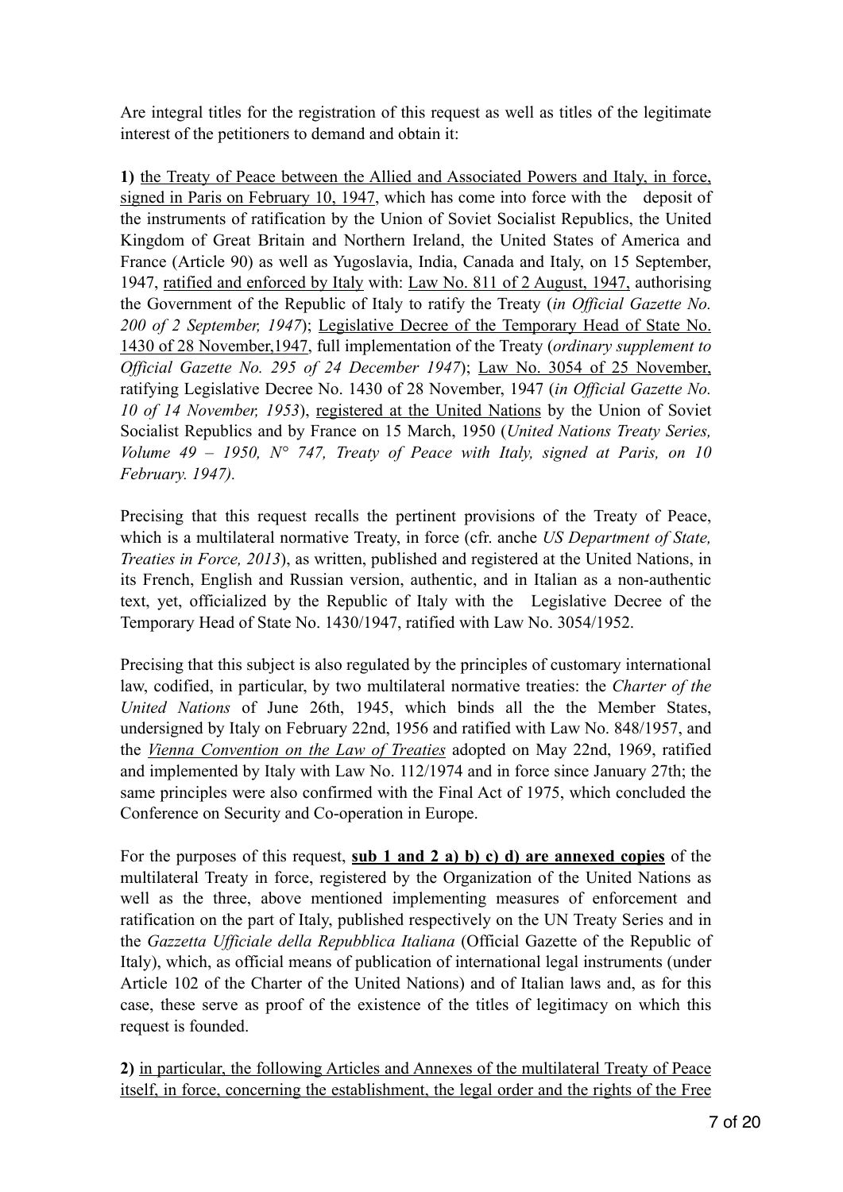Are integral titles for the registration of this request as well as titles of the legitimate interest of the petitioners to demand and obtain it:

**1)** <u>the Treaty of Peace between the Allied and Associated Powers and Italy, in force, signed in Paris on February 10, 1947,</u> which has come into force with the deposit of the instruments of ratification by the Union of Soviet Socialist Republics, the United Kingdom of Great Britain and Northern Ireland, the United States of America and France (Article 90) as well as Yugoslavia, India, Canada and Italy, on 15 September, 1947, <u>ratified and enforced by Italy</u> with: <u>Law No. 811 of 2 August, 1947,</u> authorising the Government of the Republic of Italy to ratify the Treaty (*in Official Gazette No. 200 of 2 September, 1947*); <u>Legislative Decree of the Temporary Head of State No. 1430 of 28 November,1947,</u> full implementation of the Treaty (*ordinary supplement to Official Gazette No. 295 of 24 December 1947*); <u>Law No. 3054 of 25 November,</u> ratifying Legislative Decree No. 1430 of 28 November, 1947 (*in Official Gazette No. 10 of 14 November, 1953*), <u>registered at the United Nations</u> by the Union of Soviet Socialist Republics and by France on 15 March, 1950 (*United Nations Treaty Series, Volume 49 – 1950, N° 747, Treaty of Peace with Italy, signed at Paris, on 10 February. 1947).*

Precising that this request recalls the pertinent provisions of the Treaty of Peace, which is a multilateral normative Treaty, in force (cfr. anche *US Department of State, Treaties in Force, 2013*), as written, published and registered at the United Nations, in its French, English and Russian version, authentic, and in Italian as a non-authentic text, yet, officialized by the Republic of Italy with the Legislative Decree of the Temporary Head of State No. 1430/1947, ratified with Law No. 3054/1952.

Precising that this subject is also regulated by the principles of customary international law, codified, in particular, by two multilateral normative treaties: the *Charter of the United Nations* of June 26th, 1945, which binds all the the Member States, undersigned by Italy on February 22nd, 1956 and ratified with Law No. 848/1957, and the <u>*Vienna Convention on the Law of Treaties*</u> adopted on May 22nd, 1969, ratified and implemented by Italy with Law No. 112/1974 and in force since January 27th; the same principles were also confirmed with the Final Act of 1975, which concluded the Conference on Security and Co-operation in Europe.

For the purposes of this request, **<u>sub 1 and 2 a) b) c) d) are annexed copies</u>** of the multilateral Treaty in force, registered by the Organization of the United Nations as well as the three, above mentioned implementing measures of enforcement and ratification on the part of Italy, published respectively on the UN Treaty Series and in the *Gazzetta Ufficiale della Repubblica Italiana* (Official Gazette of the Republic of Italy), which, as official means of publication of international legal instruments (under Article 102 of the Charter of the United Nations) and of Italian laws and, as for this case, these serve as proof of the existence of the titles of legitimacy on which this request is founded.

**2)** <u>in particular, the following Articles and Annexes of the multilateral Treaty of Peace itself, in force, concerning the establishment, the legal order and the rights of the Free</u>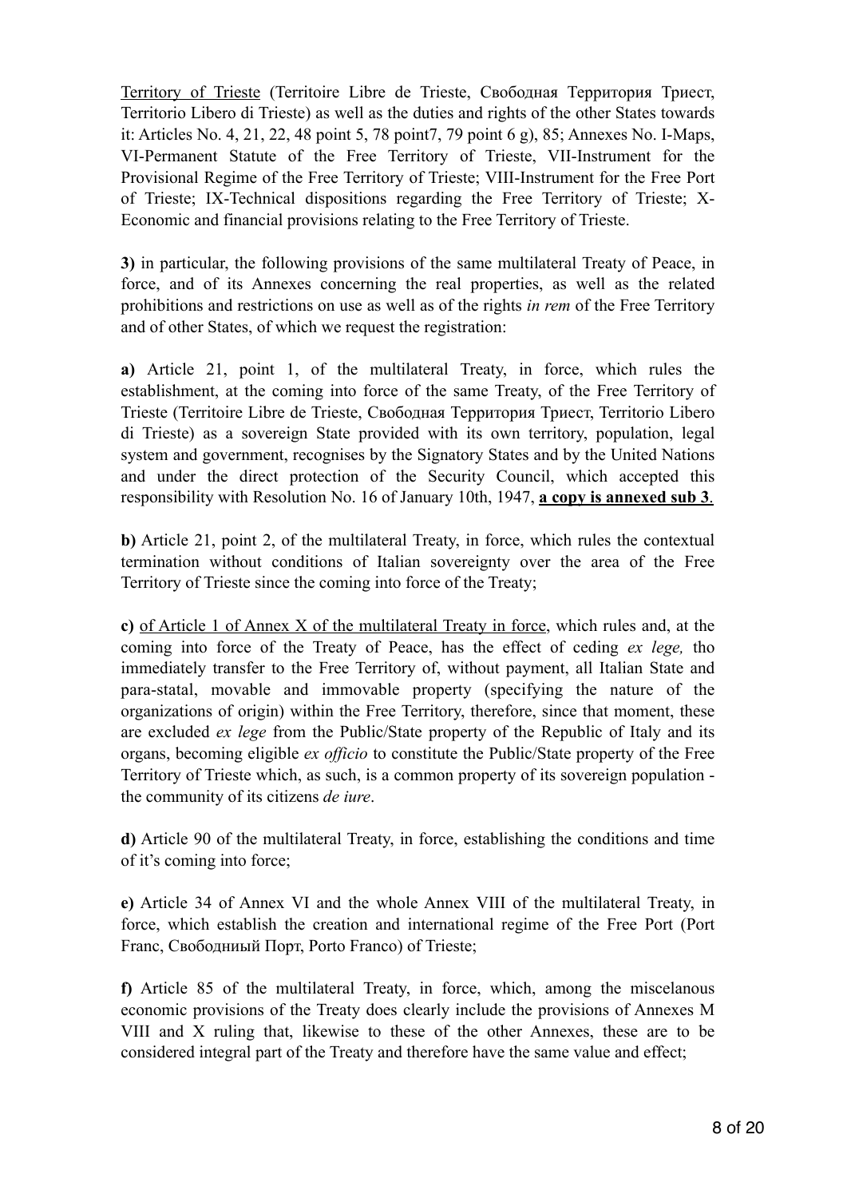<u>Territory of Trieste</u> (Territoire Libre de Trieste, Свободная Территория Триест, Territorio Libero di Trieste) as well as the duties and rights of the other States towards it: Articles No. 4, 21, 22, 48 point 5, 78 point7, 79 point 6 g), 85; Annexes No. I-Maps, VI-Permanent Statute of the Free Territory of Trieste, VII-Instrument for the Provisional Regime of the Free Territory of Trieste; VIII-Instrument for the Free Port of Trieste; IX-Technical dispositions regarding the Free Territory of Trieste; X-Economic and financial provisions relating to the Free Territory of Trieste.

**3)** in particular, the following provisions of the same multilateral Treaty of Peace, in force, and of its Annexes concerning the real properties, as well as the related prohibitions and restrictions on use as well as of the rights *in rem* of the Free Territory and of other States, of which we request the registration:

**a)** Article 21, point 1, of the multilateral Treaty, in force, which rules the establishment, at the coming into force of the same Treaty, of the Free Territory of Trieste (Territoire Libre de Trieste, Свободная Территория Триест, Territorio Libero di Trieste) as a sovereign State provided with its own territory, population, legal system and government, recognises by the Signatory States and by the United Nations and under the direct protection of the Security Council, which accepted this responsibility with Resolution No. 16 of January 10th, 1947, <u>**a copy is annexed sub 3**</u>.

**b)** Article 21, point 2, of the multilateral Treaty, in force, which rules the contextual termination without conditions of Italian sovereignty over the area of the Free Territory of Trieste since the coming into force of the Treaty;

**c)** <u>of Article 1 of Annex X of the multilateral Treaty in force</u>, which rules and, at the coming into force of the Treaty of Peace, has the effect of ceding *ex lege,* tho immediately transfer to the Free Territory of, without payment, all Italian State and para-statal, movable and immovable property (specifying the nature of the organizations of origin) within the Free Territory, therefore, since that moment, these are excluded *ex lege* from the Public/State property of the Republic of Italy and its organs, becoming eligible *ex officio* to constitute the Public/State property of the Free Territory of Trieste which, as such, is a common property of its sovereign population - the community of its citizens *de iure*.

**d)** Article 90 of the multilateral Treaty, in force, establishing the conditions and time of it's coming into force;

**e)** Article 34 of Annex VI and the whole Annex VIII of the multilateral Treaty, in force, which establish the creation and international regime of the Free Port (Port Franc, Свободниый Порт, Porto Franco) of Trieste;

**f)** Article 85 of the multilateral Treaty, in force, which, among the miscelanous economic provisions of the Treaty does clearly include the provisions of Annexes M VIII and X ruling that, likewise to these of the other Annexes, these are to be considered integral part of the Treaty and therefore have the same value and effect;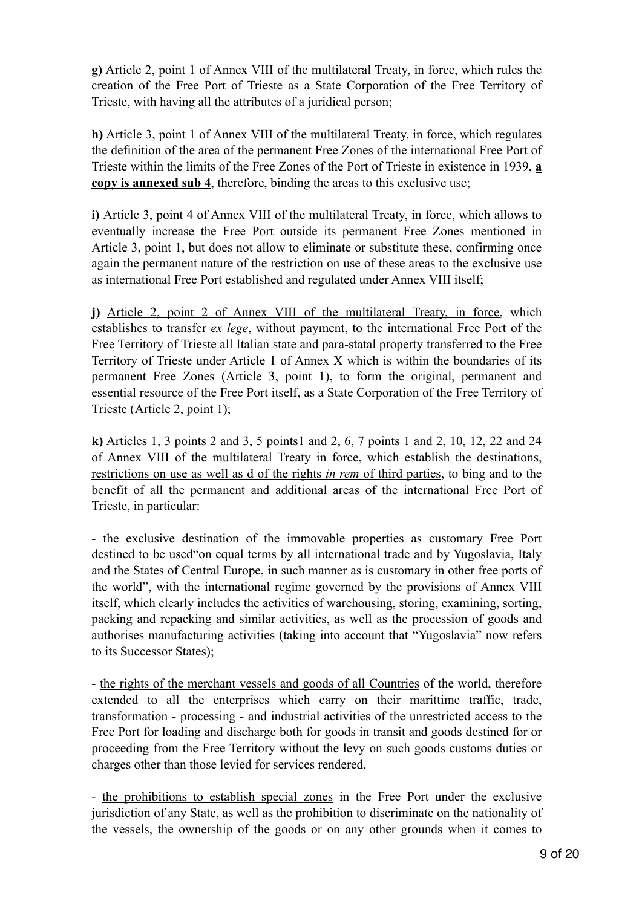**g)** Article 2, point 1 of Annex VIII of the multilateral Treaty, in force, which rules the creation of the Free Port of Trieste as a State Corporation of the Free Territory of Trieste, with having all the attributes of a juridical person;

**h)** Article 3, point 1 of Annex VIII of the multilateral Treaty, in force, which regulates the definition of the area of the permanent Free Zones of the international Free Port of Trieste within the limits of the Free Zones of the Port of Trieste in existence in 1939, <u>**a copy is annexed sub 4**</u>, therefore, binding the areas to this exclusive use;

**i)** Article 3, point 4 of Annex VIII of the multilateral Treaty, in force, which allows to eventually increase the Free Port outside its permanent Free Zones mentioned in Article 3, point 1, but does not allow to eliminate or substitute these, confirming once again the permanent nature of the restriction on use of these areas to the exclusive use as international Free Port established and regulated under Annex VIII itself;

**j)** <u>Article 2, point 2 of Annex VIII of the multilateral Treaty, in force</u>, which establishes to transfer *ex lege*, without payment, to the international Free Port of the Free Territory of Trieste all Italian state and para-statal property transferred to the Free Territory of Trieste under Article 1 of Annex X which is within the boundaries of its permanent Free Zones (Article 3, point 1), to form the original, permanent and essential resource of the Free Port itself, as a State Corporation of the Free Territory of Trieste (Article 2, point 1);

**k)** Articles 1, 3 points 2 and 3, 5 points1 and 2, 6, 7 points 1 and 2, 10, 12, 22 and 24 of Annex VIII of the multilateral Treaty in force, which establish <u>the destinations, restrictions on use as well as d of the rights *in rem* of third parties</u>, to bing and to the benefit of all the permanent and additional areas of the international Free Port of Trieste, in particular:

- <u>the exclusive destination of the immovable properties</u> as customary Free Port destined to be used"on equal terms by all international trade and by Yugoslavia, Italy and the States of Central Europe, in such manner as is customary in other free ports of the world", with the international regime governed by the provisions of Annex VIII itself, which clearly includes the activities of warehousing, storing, examining, sorting, packing and repacking and similar activities, as well as the procession of goods and authorises manufacturing activities (taking into account that "Yugoslavia" now refers to its Successor States);

- <u>the rights of the merchant vessels and goods of all Countries</u> of the world, therefore extended to all the enterprises which carry on their marittime traffic, trade, transformation - processing - and industrial activities of the unrestricted access to the Free Port for loading and discharge both for goods in transit and goods destined for or proceeding from the Free Territory without the levy on such goods customs duties or charges other than those levied for services rendered.

- <u>the prohibitions to establish special zones</u> in the Free Port under the exclusive jurisdiction of any State, as well as the prohibition to discriminate on the nationality of the vessels, the ownership of the goods or on any other grounds when it comes to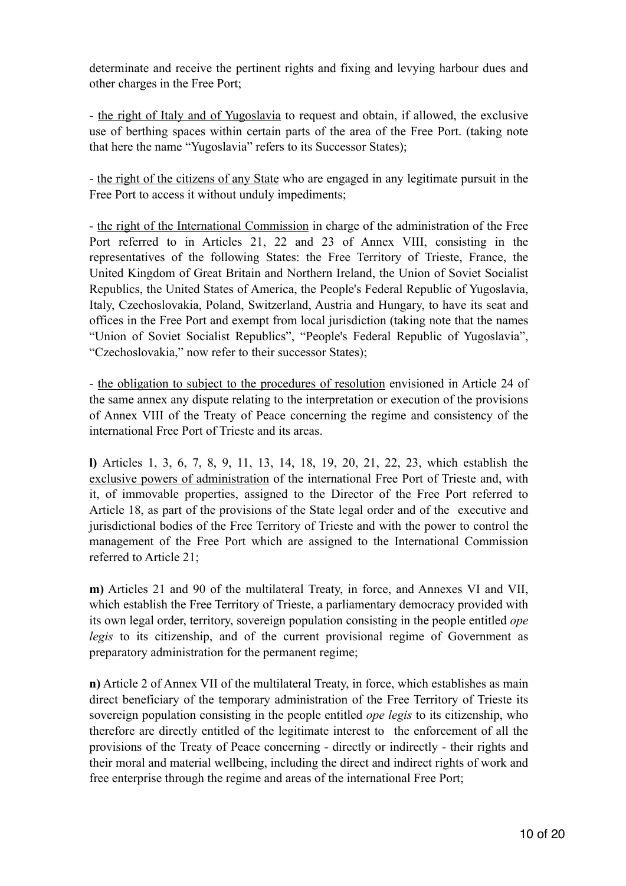determinate and receive the pertinent rights and fixing and levying harbour dues and other charges in the Free Port;

- the right of Italy and of Yugoslavia to request and obtain, if allowed, the exclusive use of berthing spaces within certain parts of the area of the Free Port. (taking note that here the name "Yugoslavia" refers to its Successor States);

- the right of the citizens of any State who are engaged in any legitimate pursuit in the Free Port to access it without unduly impediments;

- the right of the International Commission in charge of the administration of the Free Port referred to in Articles 21, 22 and 23 of Annex VIII, consisting in the representatives of the following States: the Free Territory of Trieste, France, the United Kingdom of Great Britain and Northern Ireland, the Union of Soviet Socialist Republics, the United States of America, the People's Federal Republic of Yugoslavia, Italy, Czechoslovakia, Poland, Switzerland, Austria and Hungary, to have its seat and offices in the Free Port and exempt from local jurisdiction (taking note that the names "Union of Soviet Socialist Republics", "People's Federal Republic of Yugoslavia", "Czechoslovakia," now refer to their successor States);

- the obligation to subject to the procedures of resolution envisioned in Article 24 of the same annex any dispute relating to the interpretation or execution of the provisions of Annex VIII of the Treaty of Peace concerning the regime and consistency of the international Free Port of Trieste and its areas.

**l)** Articles 1, 3, 6, 7, 8, 9, 11, 13, 14, 18, 19, 20, 21, 22, 23, which establish the exclusive powers of administration of the international Free Port of Trieste and, with it, of immovable properties, assigned to the Director of the Free Port referred to Article 18, as part of the provisions of the State legal order and of the executive and jurisdictional bodies of the Free Territory of Trieste and with the power to control the management of the Free Port which are assigned to the International Commission referred to Article 21;

**m)** Articles 21 and 90 of the multilateral Treaty, in force, and Annexes VI and VII, which establish the Free Territory of Trieste, a parliamentary democracy provided with its own legal order, territory, sovereign population consisting in the people entitled *ope legis* to its citizenship, and of the current provisional regime of Government as preparatory administration for the permanent regime;

**n)** Article 2 of Annex VII of the multilateral Treaty, in force, which establishes as main direct beneficiary of the temporary administration of the Free Territory of Trieste its sovereign population consisting in the people entitled *ope legis* to its citizenship, who therefore are directly entitled of the legitimate interest to the enforcement of all the provisions of the Treaty of Peace concerning - directly or indirectly - their rights and their moral and material wellbeing, including the direct and indirect rights of work and free enterprise through the regime and areas of the international Free Port;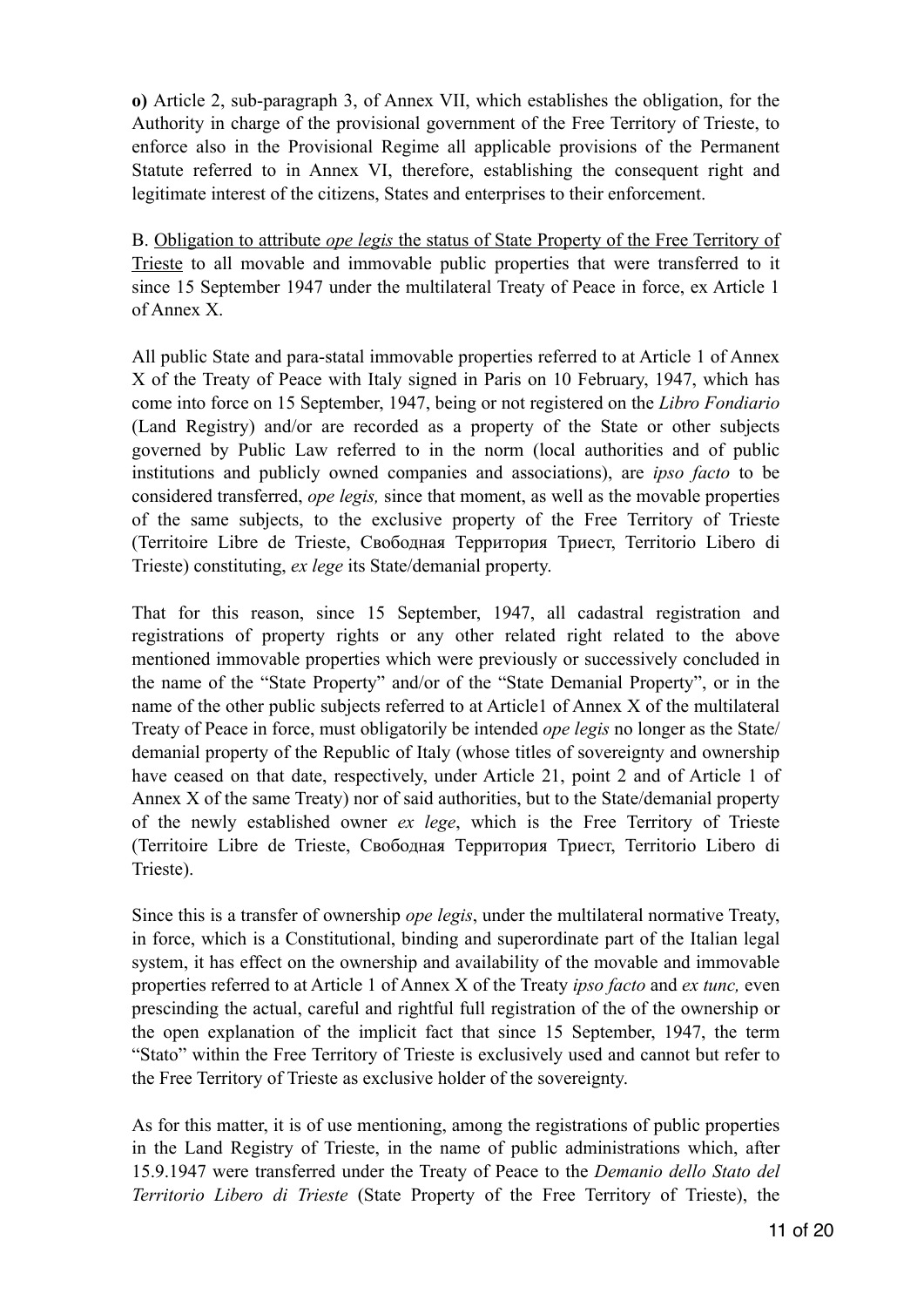**o)** Article 2, sub-paragraph 3, of Annex VII, which establishes the obligation, for the Authority in charge of the provisional government of the Free Territory of Trieste, to enforce also in the Provisional Regime all applicable provisions of the Permanent Statute referred to in Annex VI, therefore, establishing the consequent right and legitimate interest of the citizens, States and enterprises to their enforcement.

B. <u>Obligation to attribute *ope legis* the status of State Property of the Free Territory of Trieste</u> to all movable and immovable public properties that were transferred to it since 15 September 1947 under the multilateral Treaty of Peace in force, ex Article 1 of Annex X.

All public State and para-statal immovable properties referred to at Article 1 of Annex X of the Treaty of Peace with Italy signed in Paris on 10 February, 1947, which has come into force on 15 September, 1947, being or not registered on the *Libro Fondiario* (Land Registry) and/or are recorded as a property of the State or other subjects governed by Public Law referred to in the norm (local authorities and of public institutions and publicly owned companies and associations), are *ipso facto* to be considered transferred, *ope legis,* since that moment, as well as the movable properties of the same subjects, to the exclusive property of the Free Territory of Trieste (Territoire Libre de Trieste, Свободная Территория Триест, Territorio Libero di Trieste) constituting, *ex lege* its State/demanial property.

That for this reason, since 15 September, 1947, all cadastral registration and registrations of property rights or any other related right related to the above mentioned immovable properties which were previously or successively concluded in the name of the "State Property" and/or of the "State Demanial Property", or in the name of the other public subjects referred to at Article1 of Annex X of the multilateral Treaty of Peace in force, must obligatorily be intended *ope legis* no longer as the State/demanial property of the Republic of Italy (whose titles of sovereignty and ownership have ceased on that date, respectively, under Article 21, point 2 and of Article 1 of Annex X of the same Treaty) nor of said authorities, but to the State/demanial property of the newly established owner *ex lege*, which is the Free Territory of Trieste (Territoire Libre de Trieste, Свободная Территория Триест, Territorio Libero di Trieste).

Since this is a transfer of ownership *ope legis*, under the multilateral normative Treaty, in force, which is a Constitutional, binding and superordinate part of the Italian legal system, it has effect on the ownership and availability of the movable and immovable properties referred to at Article 1 of Annex X of the Treaty *ipso facto* and *ex tunc,* even prescinding the actual, careful and rightful full registration of the of the ownership or the open explanation of the implicit fact that since 15 September, 1947, the term "Stato" within the Free Territory of Trieste is exclusively used and cannot but refer to the Free Territory of Trieste as exclusive holder of the sovereignty.

As for this matter, it is of use mentioning, among the registrations of public properties in the Land Registry of Trieste, in the name of public administrations which, after 15.9.1947 were transferred under the Treaty of Peace to the *Demanio dello Stato del Territorio Libero di Trieste* (State Property of the Free Territory of Trieste), the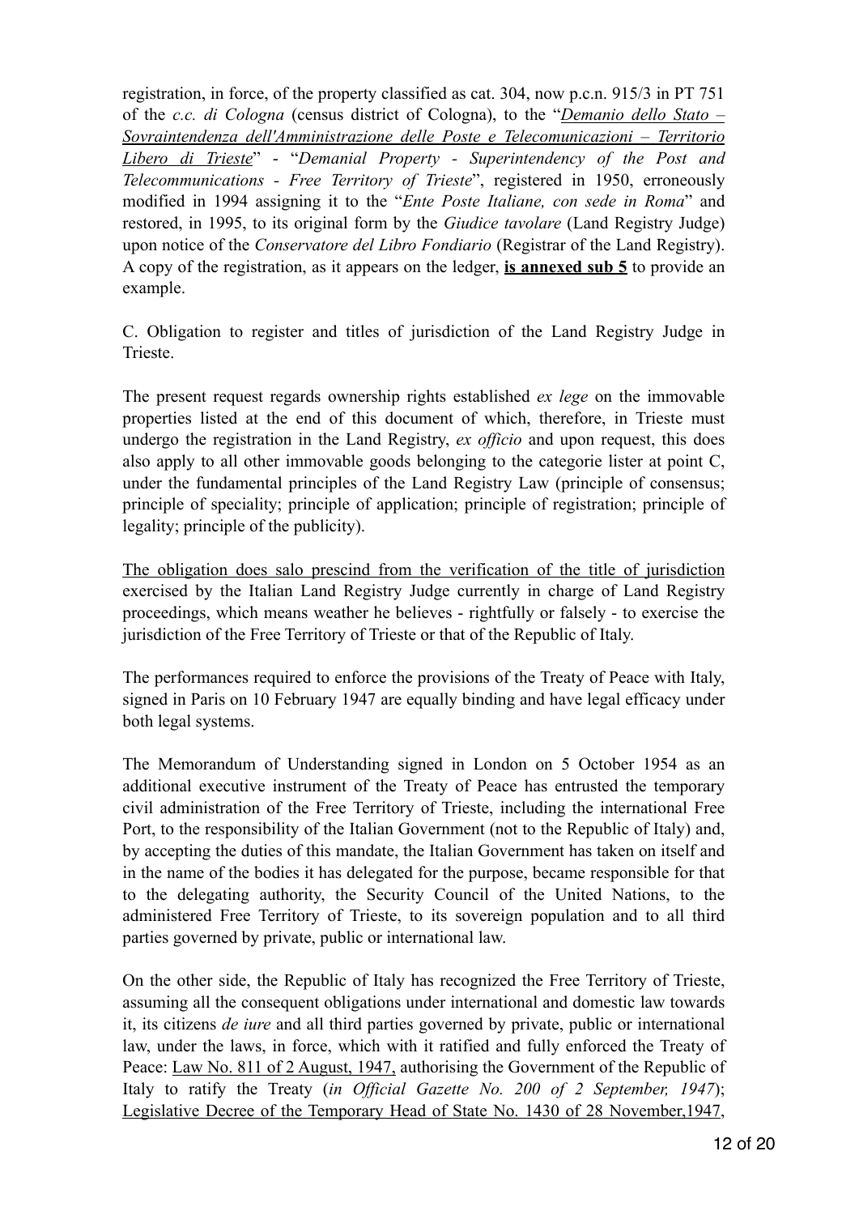registration, in force, of the property classified as cat. 304, now p.c.n. 915/3 in PT 751 of the *c.c. di Cologna* (census district of Cologna), to the "*Demanio dello Stato – Sovraintendenza dell'Amministrazione delle Poste e Telecomunicazioni – Territorio Libero di Trieste*" - "*Demanial Property - Superintendency of the Post and Telecommunications - Free Territory of Trieste*", registered in 1950, erroneously modified in 1994 assigning it to the "*Ente Poste Italiane, con sede in Roma*" and restored, in 1995, to its original form by the *Giudice tavolare* (Land Registry Judge) upon notice of the *Conservatore del Libro Fondiario* (Registrar of the Land Registry). A copy of the registration, as it appears on the ledger, **is annexed sub 5** to provide an example.

C. Obligation to register and titles of jurisdiction of the Land Registry Judge in Trieste.

The present request regards ownership rights established *ex lege* on the immovable properties listed at the end of this document of which, therefore, in Trieste must undergo the registration in the Land Registry, *ex officio* and upon request, this does also apply to all other immovable goods belonging to the categorie lister at point C, under the fundamental principles of the Land Registry Law (principle of consensus; principle of speciality; principle of application; principle of registration; principle of legality; principle of the publicity).

The obligation does salo prescind from the verification of the title of jurisdiction exercised by the Italian Land Registry Judge currently in charge of Land Registry proceedings, which means weather he believes - rightfully or falsely - to exercise the jurisdiction of the Free Territory of Trieste or that of the Republic of Italy.

The performances required to enforce the provisions of the Treaty of Peace with Italy, signed in Paris on 10 February 1947 are equally binding and have legal efficacy under both legal systems.

The Memorandum of Understanding signed in London on 5 October 1954 as an additional executive instrument of the Treaty of Peace has entrusted the temporary civil administration of the Free Territory of Trieste, including the international Free Port, to the responsibility of the Italian Government (not to the Republic of Italy) and, by accepting the duties of this mandate, the Italian Government has taken on itself and in the name of the bodies it has delegated for the purpose, became responsible for that to the delegating authority, the Security Council of the United Nations, to the administered Free Territory of Trieste, to its sovereign population and to all third parties governed by private, public or international law.

On the other side, the Republic of Italy has recognized the Free Territory of Trieste, assuming all the consequent obligations under international and domestic law towards it, its citizens *de iure* and all third parties governed by private, public or international law, under the laws, in force, which with it ratified and fully enforced the Treaty of Peace: Law No. 811 of 2 August, 1947, authorising the Government of the Republic of Italy to ratify the Treaty (*in Official Gazette No. 200 of 2 September, 1947*); Legislative Decree of the Temporary Head of State No. 1430 of 28 November,1947,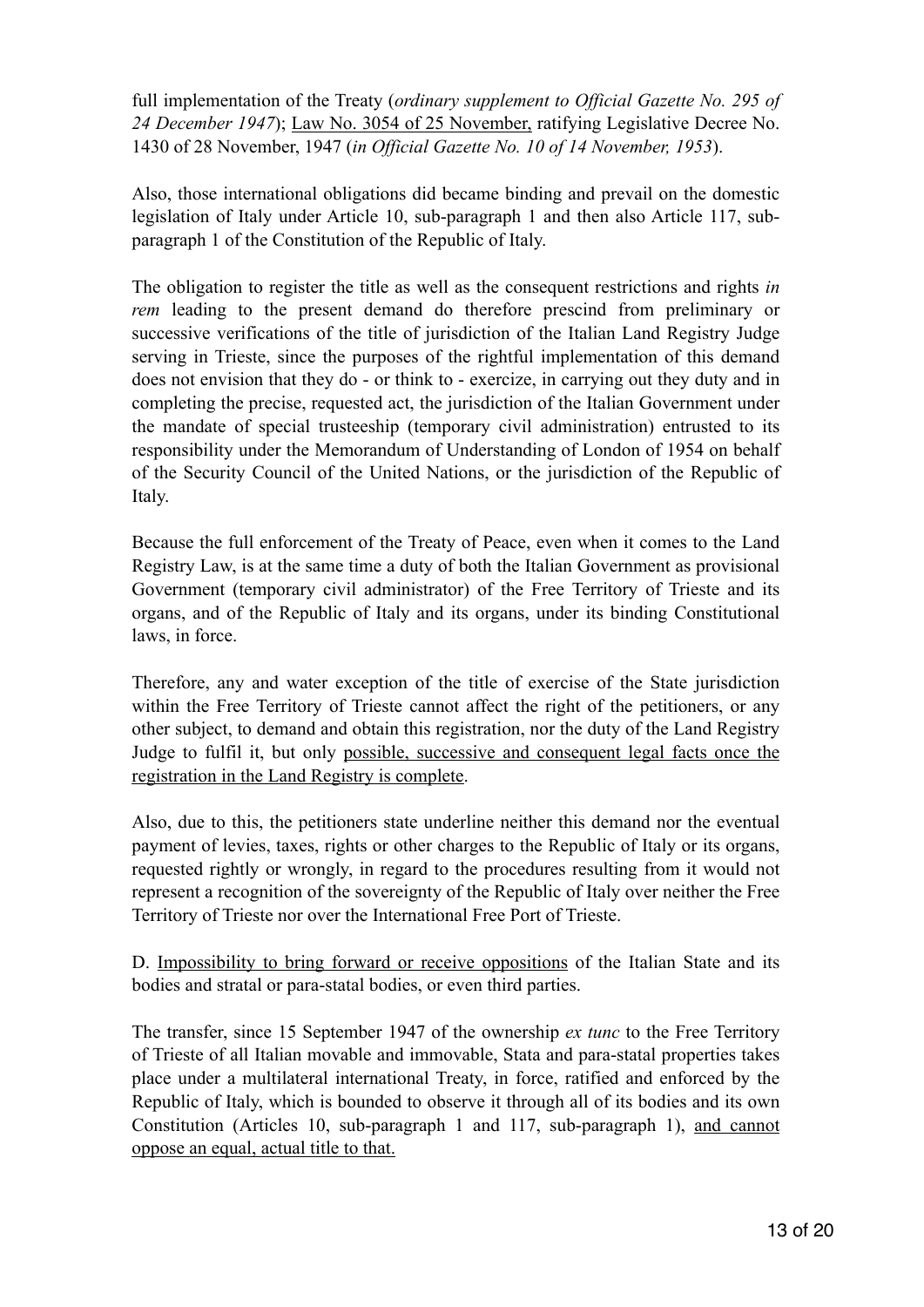full implementation of the Treaty (*ordinary supplement to Official Gazette No. 295 of 24 December 1947*); <u>Law No. 3054 of 25 November,</u> ratifying Legislative Decree No. 1430 of 28 November, 1947 (*in Official Gazette No. 10 of 14 November, 1953*).

Also, those international obligations did became binding and prevail on the domestic legislation of Italy under Article 10, sub-paragraph 1 and then also Article 117, sub-paragraph 1 of the Constitution of the Republic of Italy.

The obligation to register the title as well as the consequent restrictions and rights *in rem* leading to the present demand do therefore prescind from preliminary or successive verifications of the title of jurisdiction of the Italian Land Registry Judge serving in Trieste, since the purposes of the rightful implementation of this demand does not envision that they do - or think to - exercize, in carrying out they duty and in completing the precise, requested act, the jurisdiction of the Italian Government under the mandate of special trusteeship (temporary civil administration) entrusted to its responsibility under the Memorandum of Understanding of London of 1954 on behalf of the Security Council of the United Nations, or the jurisdiction of the Republic of Italy.

Because the full enforcement of the Treaty of Peace, even when it comes to the Land Registry Law, is at the same time a duty of both the Italian Government as provisional Government (temporary civil administrator) of the Free Territory of Trieste and its organs, and of the Republic of Italy and its organs, under its binding Constitutional laws, in force.

Therefore, any and water exception of the title of exercise of the State jurisdiction within the Free Territory of Trieste cannot affect the right of the petitioners, or any other subject, to demand and obtain this registration, nor the duty of the Land Registry Judge to fulfil it, but only <u>possible, successive and consequent legal facts once the registration in the Land Registry is complete</u>.

Also, due to this, the petitioners state underline neither this demand nor the eventual payment of levies, taxes, rights or other charges to the Republic of Italy or its organs, requested rightly or wrongly, in regard to the procedures resulting from it would not represent a recognition of the sovereignty of the Republic of Italy over neither the Free Territory of Trieste nor over the International Free Port of Trieste.

D. <u>Impossibility to bring forward or receive oppositions</u> of the Italian State and its bodies and stratal or para-statal bodies, or even third parties.

The transfer, since 15 September 1947 of the ownership *ex tunc* to the Free Territory of Trieste of all Italian movable and immovable, Stata and para-statal properties takes place under a multilateral international Treaty, in force, ratified and enforced by the Republic of Italy, which is bounded to observe it through all of its bodies and its own Constitution (Articles 10, sub-paragraph 1 and 117, sub-paragraph 1), <u>and cannot oppose an equal, actual title to that.</u>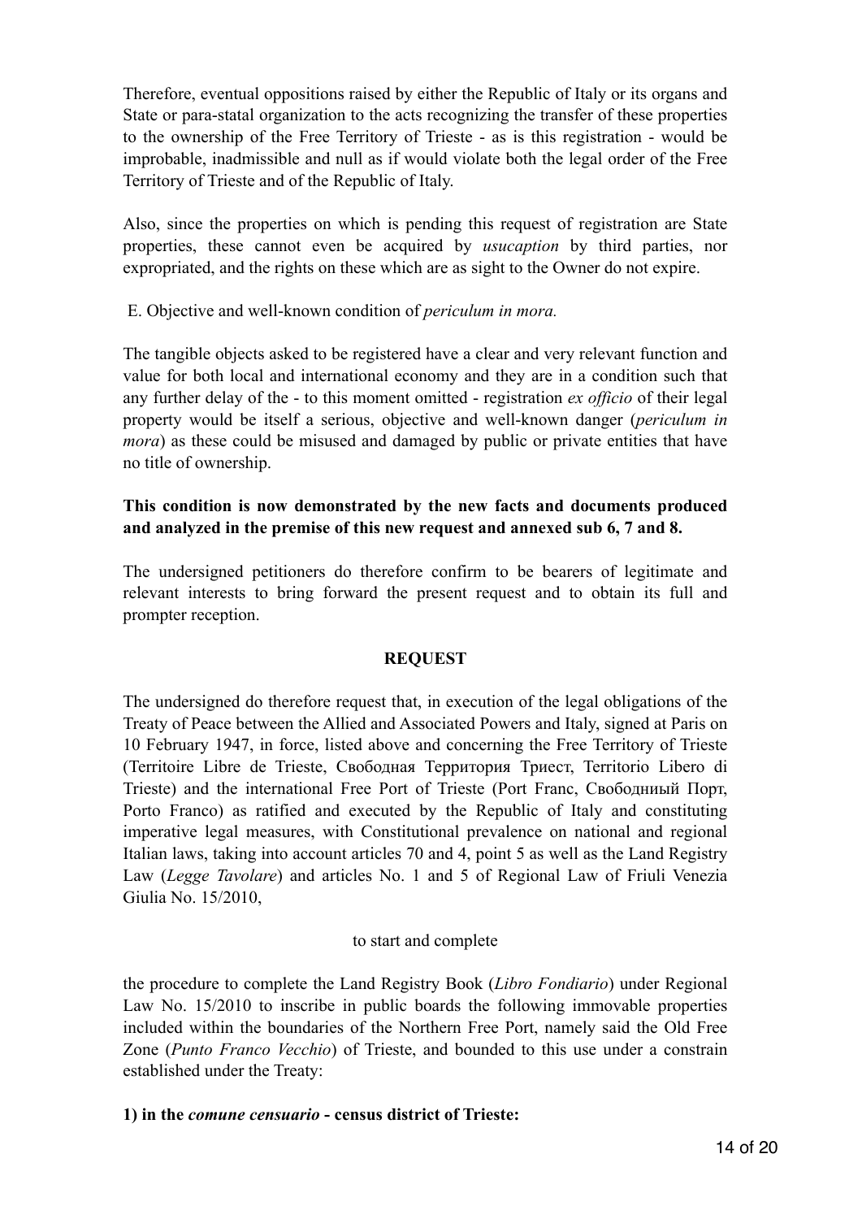Therefore, eventual oppositions raised by either the Republic of Italy or its organs and State or para-statal organization to the acts recognizing the transfer of these properties to the ownership of the Free Territory of Trieste - as is this registration - would be improbable, inadmissible and null as if would violate both the legal order of the Free Territory of Trieste and of the Republic of Italy.

Also, since the properties on which is pending this request of registration are State properties, these cannot even be acquired by *usucaption* by third parties, nor expropriated, and the rights on these which are as sight to the Owner do not expire.

E. Objective and well-known condition of *periculum in mora.*

The tangible objects asked to be registered have a clear and very relevant function and value for both local and international economy and they are in a condition such that any further delay of the - to this moment omitted - registration *ex officio* of their legal property would be itself a serious, objective and well-known danger (*periculum in mora*) as these could be misused and damaged by public or private entities that have no title of ownership.

**This condition is now demonstrated by the new facts and documents produced and analyzed in the premise of this new request and annexed sub 6, 7 and 8.**

The undersigned petitioners do therefore confirm to be bearers of legitimate and relevant interests to bring forward the present request and to obtain its full and prompter reception.

**REQUEST**

The undersigned do therefore request that, in execution of the legal obligations of the Treaty of Peace between the Allied and Associated Powers and Italy, signed at Paris on 10 February 1947, in force, listed above and concerning the Free Territory of Trieste (Territoire Libre de Trieste, Свободная Территория Триест, Territorio Libero di Trieste) and the international Free Port of Trieste (Port Franc, Свободныий Порт, Porto Franco) as ratified and executed by the Republic of Italy and constituting imperative legal measures, with Constitutional prevalence on national and regional Italian laws, taking into account articles 70 and 4, point 5 as well as the Land Registry Law (*Legge Tavolare*) and articles No. 1 and 5 of Regional Law of Friuli Venezia Giulia No. 15/2010,

to start and complete

the procedure to complete the Land Registry Book (*Libro Fondiario*) under Regional Law No. 15/2010 to inscribe in public boards the following immovable properties included within the boundaries of the Northern Free Port, namely said the Old Free Zone (*Punto Franco Vecchio*) of Trieste, and bounded to this use under a constrain established under the Treaty:

**1) in the *comune censuario* - census district of Trieste:**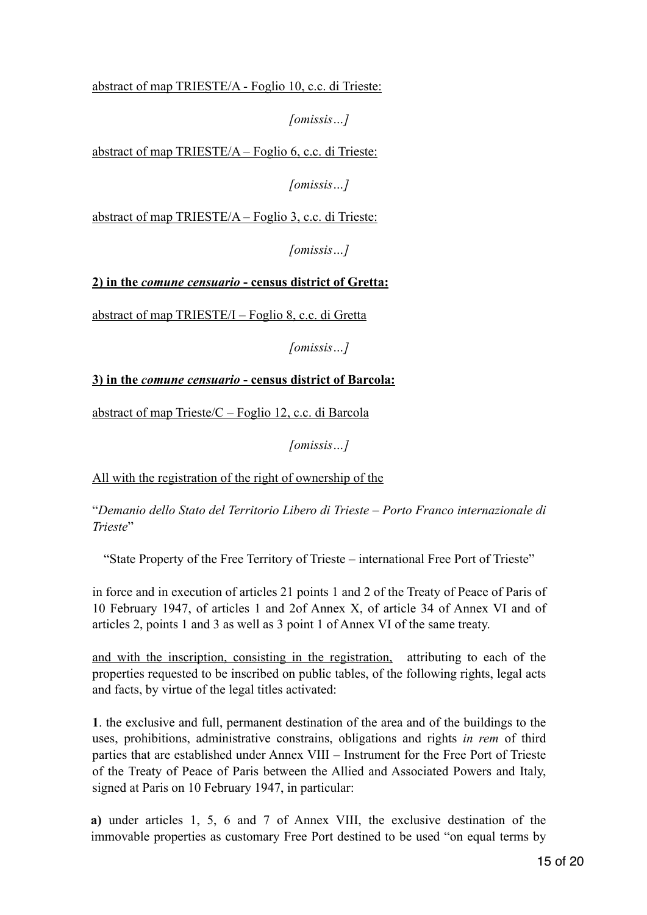abstract of map TRIESTE/A - Foglio 10, c.c. di Trieste:

*[omissis…]*

abstract of map TRIESTE/A – Foglio 6, c.c. di Trieste:

*[omissis…]*

abstract of map TRIESTE/A – Foglio 3, c.c. di Trieste:

*[omissis…]*

**2) in the *comune censuario* - census district of Gretta:**

abstract of map TRIESTE/I – Foglio 8, c.c. di Gretta

*[omissis…]*

**3) in the *comune censuario* - census district of Barcola:**

abstract of map Trieste/C – Foglio 12, c.c. di Barcola

*[omissis…]*

All with the registration of the right of ownership of the

"*Demanio dello Stato del Territorio Libero di Trieste – Porto Franco internazionale di Trieste*"

"State Property of the Free Territory of Trieste – international Free Port of Trieste"

in force and in execution of articles 21 points 1 and 2 of the Treaty of Peace of Paris of 10 February 1947, of articles 1 and 2of Annex X, of article 34 of Annex VI and of articles 2, points 1 and 3 as well as 3 point 1 of Annex VI of the same treaty.

and with the inscription, consisting in the registration, attributing to each of the properties requested to be inscribed on public tables, of the following rights, legal acts and facts, by virtue of the legal titles activated:

**1**. the exclusive and full, permanent destination of the area and of the buildings to the uses, prohibitions, administrative constrains, obligations and rights *in rem* of third parties that are established under Annex VIII – Instrument for the Free Port of Trieste of the Treaty of Peace of Paris between the Allied and Associated Powers and Italy, signed at Paris on 10 February 1947, in particular:

**a)** under articles 1, 5, 6 and 7 of Annex VIII, the exclusive destination of the immovable properties as customary Free Port destined to be used "on equal terms by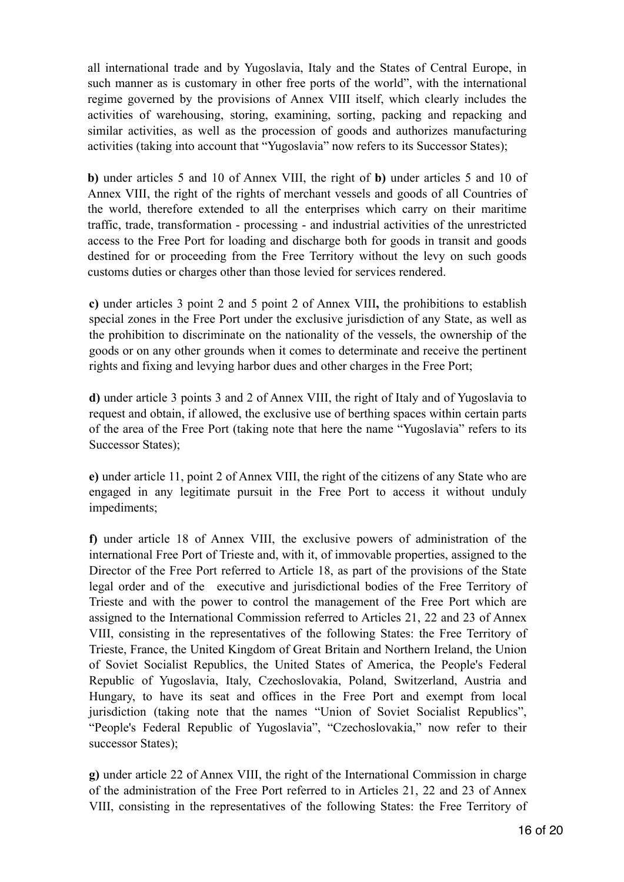all international trade and by Yugoslavia, Italy and the States of Central Europe, in such manner as is customary in other free ports of the world", with the international regime governed by the provisions of Annex VIII itself, which clearly includes the activities of warehousing, storing, examining, sorting, packing and repacking and similar activities, as well as the procession of goods and authorizes manufacturing activities (taking into account that "Yugoslavia" now refers to its Successor States);

**b)** under articles 5 and 10 of Annex VIII, the right of **b)** under articles 5 and 10 of Annex VIII, the right of the rights of merchant vessels and goods of all Countries of the world, therefore extended to all the enterprises which carry on their maritime traffic, trade, transformation - processing - and industrial activities of the unrestricted access to the Free Port for loading and discharge both for goods in transit and goods destined for or proceeding from the Free Territory without the levy on such goods customs duties or charges other than those levied for services rendered.

**c)** under articles 3 point 2 and 5 point 2 of Annex VIII**,** the prohibitions to establish special zones in the Free Port under the exclusive jurisdiction of any State, as well as the prohibition to discriminate on the nationality of the vessels, the ownership of the goods or on any other grounds when it comes to determinate and receive the pertinent rights and fixing and levying harbor dues and other charges in the Free Port;

**d)** under article 3 points 3 and 2 of Annex VIII, the right of Italy and of Yugoslavia to request and obtain, if allowed, the exclusive use of berthing spaces within certain parts of the area of the Free Port (taking note that here the name "Yugoslavia" refers to its Successor States);

**e)** under article 11, point 2 of Annex VIII, the right of the citizens of any State who are engaged in any legitimate pursuit in the Free Port to access it without unduly impediments;

**f)** under article 18 of Annex VIII, the exclusive powers of administration of the international Free Port of Trieste and, with it, of immovable properties, assigned to the Director of the Free Port referred to Article 18, as part of the provisions of the State legal order and of the executive and jurisdictional bodies of the Free Territory of Trieste and with the power to control the management of the Free Port which are assigned to the International Commission referred to Articles 21, 22 and 23 of Annex VIII, consisting in the representatives of the following States: the Free Territory of Trieste, France, the United Kingdom of Great Britain and Northern Ireland, the Union of Soviet Socialist Republics, the United States of America, the People's Federal Republic of Yugoslavia, Italy, Czechoslovakia, Poland, Switzerland, Austria and Hungary, to have its seat and offices in the Free Port and exempt from local jurisdiction (taking note that the names "Union of Soviet Socialist Republics", "People's Federal Republic of Yugoslavia", "Czechoslovakia," now refer to their successor States);

**g)** under article 22 of Annex VIII, the right of the International Commission in charge of the administration of the Free Port referred to in Articles 21, 22 and 23 of Annex VIII, consisting in the representatives of the following States: the Free Territory of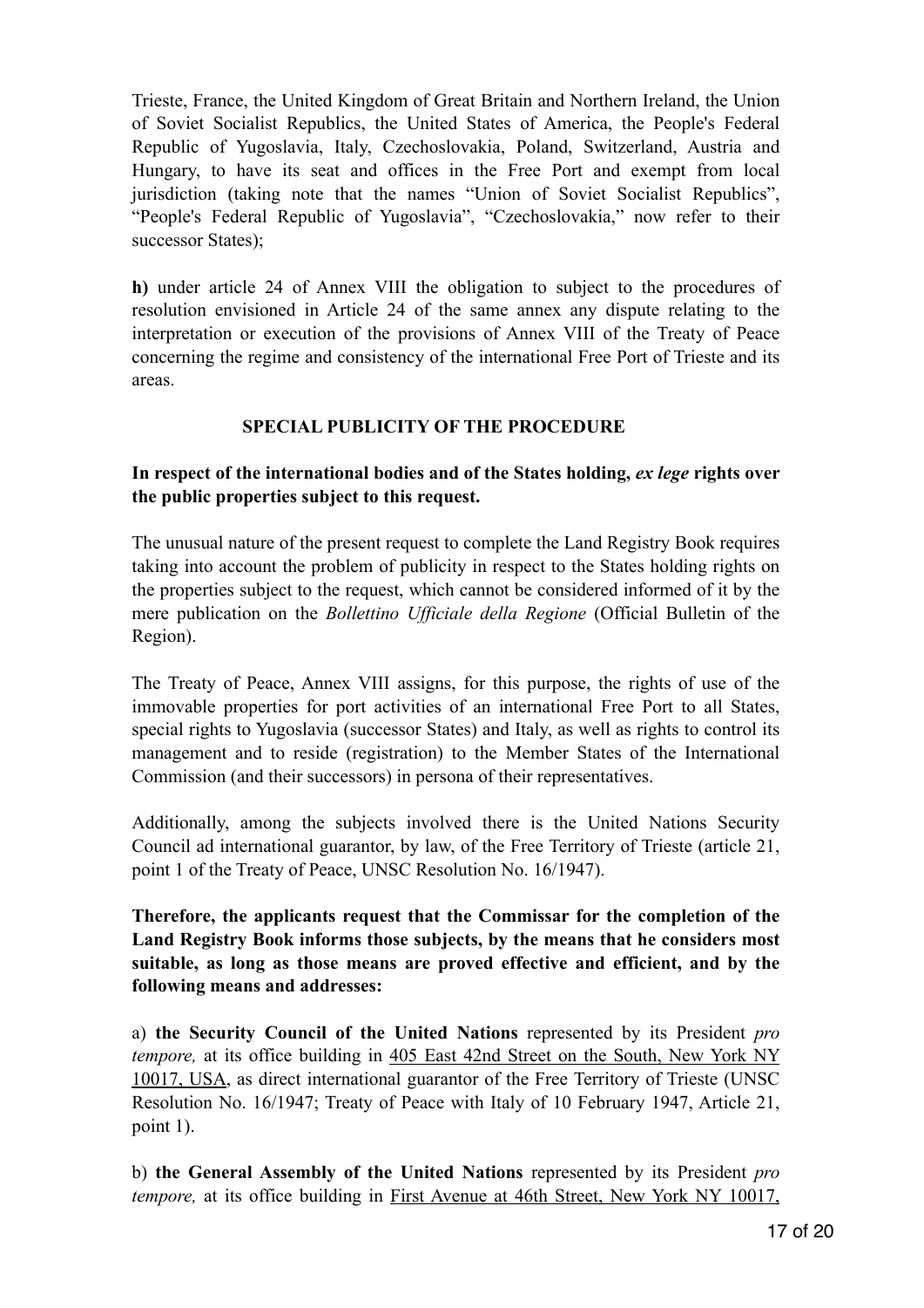Trieste, France, the United Kingdom of Great Britain and Northern Ireland, the Union of Soviet Socialist Republics, the United States of America, the People's Federal Republic of Yugoslavia, Italy, Czechoslovakia, Poland, Switzerland, Austria and Hungary, to have its seat and offices in the Free Port and exempt from local jurisdiction (taking note that the names "Union of Soviet Socialist Republics", "People's Federal Republic of Yugoslavia", "Czechoslovakia," now refer to their successor States);

**h)** under article 24 of Annex VIII the obligation to subject to the procedures of resolution envisioned in Article 24 of the same annex any dispute relating to the interpretation or execution of the provisions of Annex VIII of the Treaty of Peace concerning the regime and consistency of the international Free Port of Trieste and its areas.

## SPECIAL PUBLICITY OF THE PROCEDURE

**In respect of the international bodies and of the States holding, *ex lege* rights over the public properties subject to this request.**

The unusual nature of the present request to complete the Land Registry Book requires taking into account the problem of publicity in respect to the States holding rights on the properties subject to the request, which cannot be considered informed of it by the mere publication on the *Bollettino Ufficiale della Regione* (Official Bulletin of the Region).

The Treaty of Peace, Annex VIII assigns, for this purpose, the rights of use of the immovable properties for port activities of an international Free Port to all States, special rights to Yugoslavia (successor States) and Italy, as well as rights to control its management and to reside (registration) to the Member States of the International Commission (and their successors) in persona of their representatives.

Additionally, among the subjects involved there is the United Nations Security Council ad international guarantor, by law, of the Free Territory of Trieste (article 21, point 1 of the Treaty of Peace, UNSC Resolution No. 16/1947).

**Therefore, the applicants request that the Commissar for the completion of the Land Registry Book informs those subjects, by the means that he considers most suitable, as long as those means are proved effective and efficient, and by the following means and addresses:**

a) **the Security Council of the United Nations** represented by its President *pro tempore,* at its office building in 405 East 42nd Street on the South, New York NY 10017, USA, as direct international guarantor of the Free Territory of Trieste (UNSC Resolution No. 16/1947; Treaty of Peace with Italy of 10 February 1947, Article 21, point 1).

b) **the General Assembly of the United Nations** represented by its President *pro tempore,* at its office building in First Avenue at 46th Street, New York NY 10017,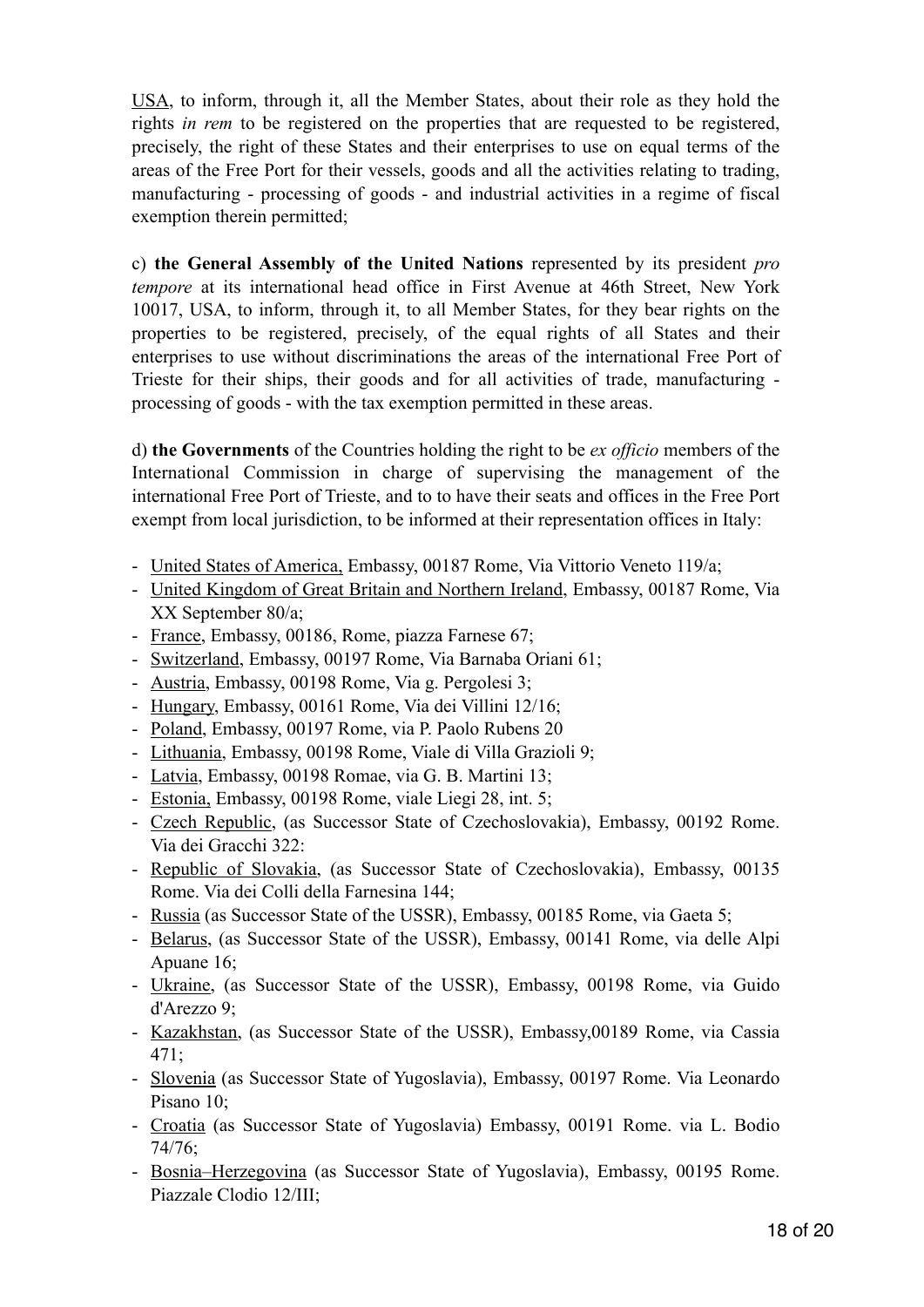USA, to inform, through it, all the Member States, about their role as they hold the rights *in rem* to be registered on the properties that are requested to be registered, precisely, the right of these States and their enterprises to use on equal terms of the areas of the Free Port for their vessels, goods and all the activities relating to trading, manufacturing - processing of goods - and industrial activities in a regime of fiscal exemption therein permitted;

c) **the General Assembly of the United Nations** represented by its president *pro tempore* at its international head office in First Avenue at 46th Street, New York 10017, USA, to inform, through it, to all Member States, for they bear rights on the properties to be registered, precisely, of the equal rights of all States and their enterprises to use without discriminations the areas of the international Free Port of Trieste for their ships, their goods and for all activities of trade, manufacturing - processing of goods - with the tax exemption permitted in these areas.

d) **the Governments** of the Countries holding the right to be *ex officio* members of the International Commission in charge of supervising the management of the international Free Port of Trieste, and to to have their seats and offices in the Free Port exempt from local jurisdiction, to be informed at their representation offices in Italy:

- United States of America, Embassy, 00187 Rome, Via Vittorio Veneto 119/a;
- United Kingdom of Great Britain and Northern Ireland, Embassy, 00187 Rome, Via XX September 80/a;
- France, Embassy, 00186, Rome, piazza Farnese 67;
- Switzerland, Embassy, 00197 Rome, Via Barnaba Oriani 61;
- Austria, Embassy, 00198 Rome, Via g. Pergolesi 3;
- Hungary, Embassy, 00161 Rome, Via dei Villini 12/16;
- Poland, Embassy, 00197 Rome, via P. Paolo Rubens 20
- Lithuania, Embassy, 00198 Rome, Viale di Villa Grazioli 9;
- Latvia, Embassy, 00198 Romae, via G. B. Martini 13;
- Estonia, Embassy, 00198 Rome, viale Liegi 28, int. 5;
- Czech Republic, (as Successor State of Czechoslovakia), Embassy, 00192 Rome. Via dei Gracchi 322:
- Republic of Slovakia, (as Successor State of Czechoslovakia), Embassy, 00135 Rome. Via dei Colli della Farnesina 144;
- Russia (as Successor State of the USSR), Embassy, 00185 Rome, via Gaeta 5;
- Belarus, (as Successor State of the USSR), Embassy, 00141 Rome, via delle Alpi Apuane 16;
- Ukraine, (as Successor State of the USSR), Embassy, 00198 Rome, via Guido d'Arezzo 9;
- Kazakhstan, (as Successor State of the USSR), Embassy,00189 Rome, via Cassia 471;
- Slovenia (as Successor State of Yugoslavia), Embassy, 00197 Rome. Via Leonardo Pisano 10;
- Croatia (as Successor State of Yugoslavia) Embassy, 00191 Rome. via L. Bodio 74/76;
- Bosnia–Herzegovina (as Successor State of Yugoslavia), Embassy, 00195 Rome. Piazzale Clodio 12/III;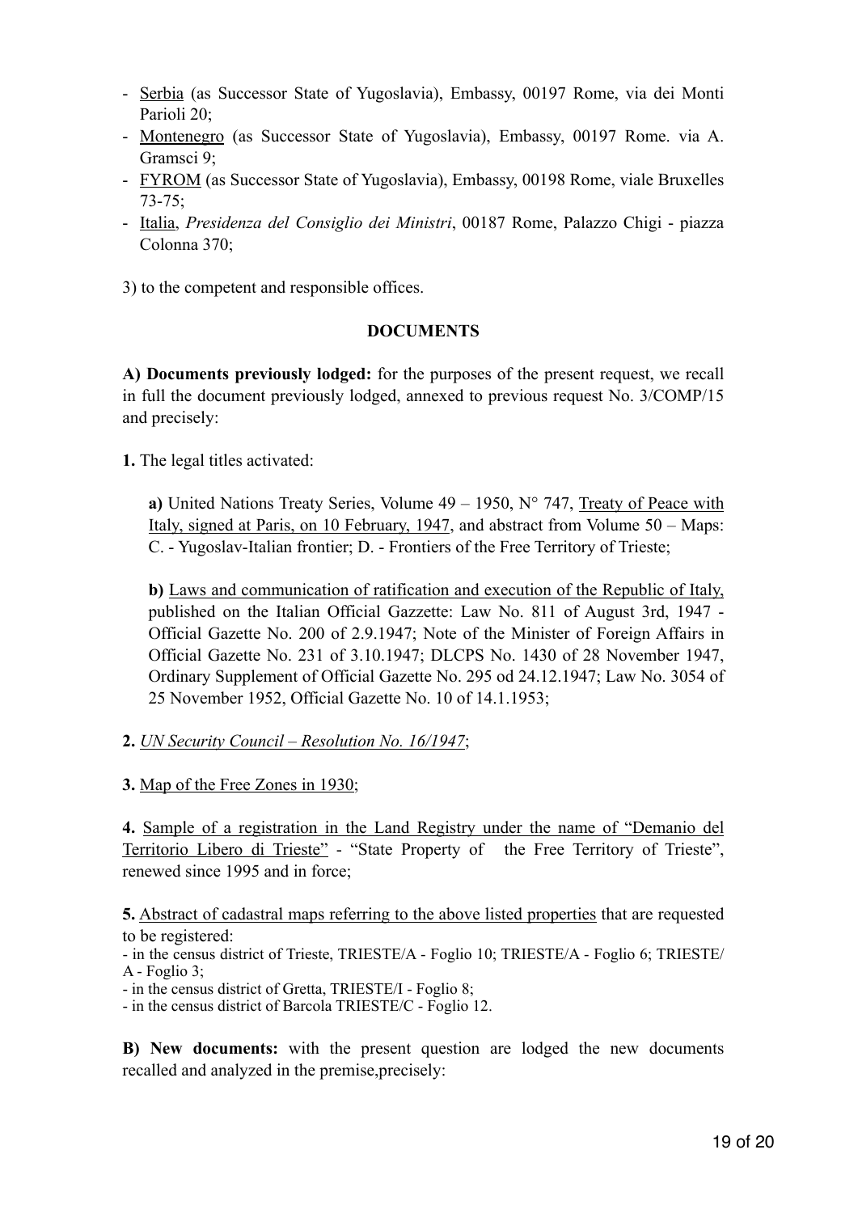- Serbia (as Successor State of Yugoslavia), Embassy, 00197 Rome, via dei Monti Parioli 20;
- Montenegro (as Successor State of Yugoslavia), Embassy, 00197 Rome. via A. Gramsci 9;
- FYROM (as Successor State of Yugoslavia), Embassy, 00198 Rome, viale Bruxelles 73-75;
- Italia, *Presidenza del Consiglio dei Ministri*, 00187 Rome, Palazzo Chigi - piazza Colonna 370;

3) to the competent and responsible offices.

**DOCUMENTS**

**A) Documents previously lodged:** for the purposes of the present request, we recall in full the document previously lodged, annexed to previous request No. 3/COMP/15 and precisely:

**1.** The legal titles activated:

> **a)** United Nations Treaty Series, Volume 49 – 1950, N° 747, Treaty of Peace with Italy, signed at Paris, on 10 February, 1947, and abstract from Volume 50 – Maps: C. - Yugoslav-Italian frontier; D. - Frontiers of the Free Territory of Trieste;
>
> **b)** Laws and communication of ratification and execution of the Republic of Italy, published on the Italian Official Gazzette: Law No. 811 of August 3rd, 1947 - Official Gazette No. 200 of 2.9.1947; Note of the Minister of Foreign Affairs in Official Gazette No. 231 of 3.10.1947; DLCPS No. 1430 of 28 November 1947, Ordinary Supplement of Official Gazette No. 295 od 24.12.1947; Law No. 3054 of 25 November 1952, Official Gazette No. 10 of 14.1.1953;

**2.** *UN Security Council – Resolution No. 16/1947*;

**3.** Map of the Free Zones in 1930;

**4.** Sample of a registration in the Land Registry under the name of "Demanio del Territorio Libero di Trieste" - "State Property of the Free Territory of Trieste", renewed since 1995 and in force;

**5.** Abstract of cadastral maps referring to the above listed properties that are requested to be registered:
- in the census district of Trieste, TRIESTE/A - Foglio 10; TRIESTE/A - Foglio 6; TRIESTE/A - Foglio 3;
- in the census district of Gretta, TRIESTE/I - Foglio 8;
- in the census district of Barcola TRIESTE/C - Foglio 12.

**B) New documents:** with the present question are lodged the new documents recalled and analyzed in the premise,precisely: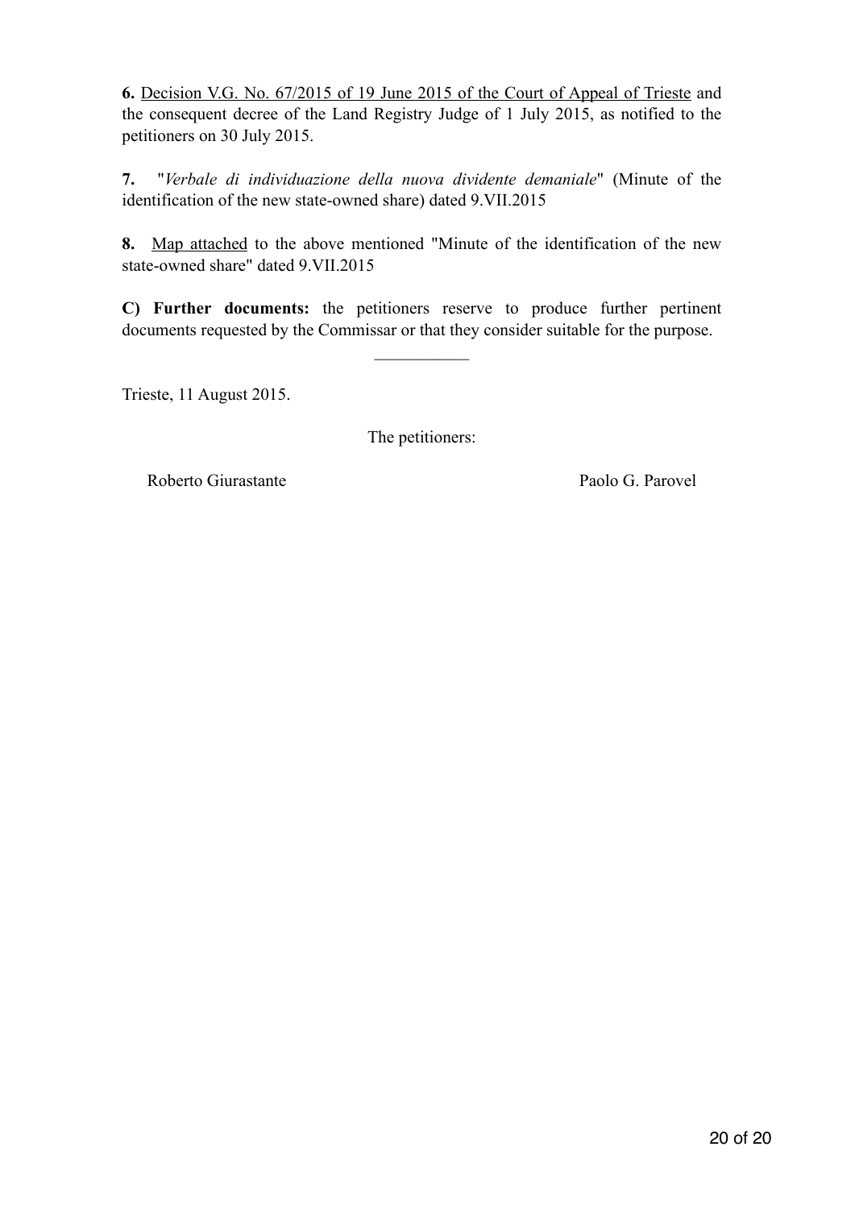**6.** Decision V.G. No. 67/2015 of 19 June 2015 of the Court of Appeal of Trieste and the consequent decree of the Land Registry Judge of 1 July 2015, as notified to the petitioners on 30 July 2015.

**7.** "*Verbale di individuazione della nuova dividente demaniale*" (Minute of the identification of the new state-owned share) dated 9.VII.2015

**8.** Map attached to the above mentioned "Minute of the identification of the new state-owned share" dated 9.VII.2015

**C) Further documents:** the petitioners reserve to produce further pertinent documents requested by the Commissar or that they consider suitable for the purpose.

___________

Trieste, 11 August 2015.

The petitioners:

Roberto Giurastante

Paolo G. Parovel